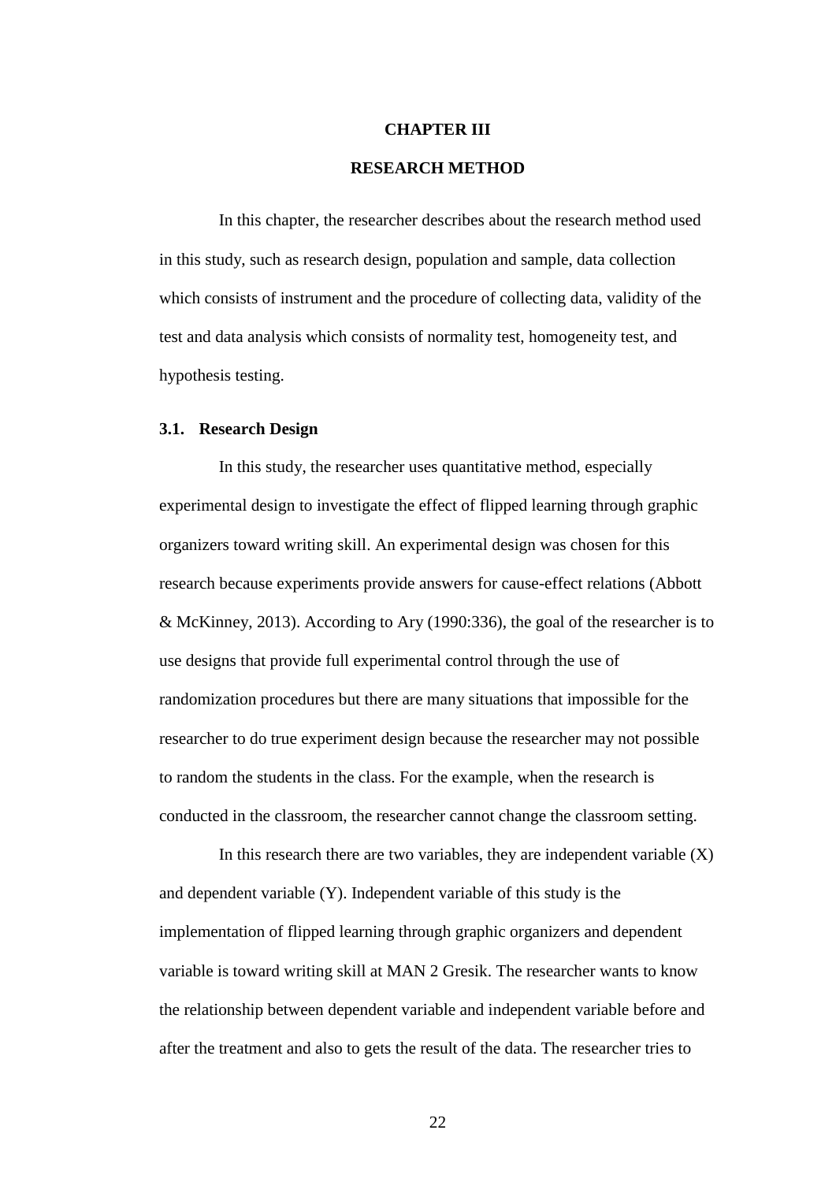# CHAPTER III

# RESEARCH METHOD

In this chapter, the researcher describes about the research method used in this study, such as research design, population and sample, data collection which consists of instrument and the procedure of collecting data, validity of the test and data analysis which consists of normality test, homogeneity test, and hypothesis testing.

## 3.1. Research Design

In this study, the researcher uses quantitative method, especially experimental design to investigate the effect of flipped learning through graphic organizers toward writing skill. An experimental design was chosen for this research because experiments provide answers for cause-effect relations (Abbott & McKinney, 2013). According to Ary (1990:336), the goal of the researcher is to use designs that provide full experimental control through the use of randomization procedures but there are many situations that impossible for the researcher to do true experiment design because the researcher may not possible to random the students in the class. For the example, when the research is conducted in the classroom, the researcher cannot change the classroom setting.

In this research there are two variables, they are independent variable (X) and dependent variable (Y). Independent variable of this study is the implementation of flipped learning through graphic organizers and dependent variable is toward writing skill at MAN 2 Gresik. The researcher wants to know the relationship between dependent variable and independent variable before and after the treatment and also to gets the result of the data. The researcher tries to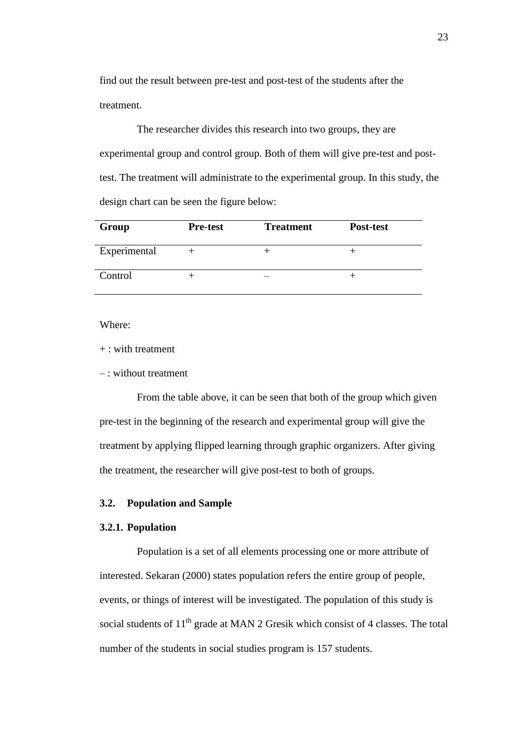find out the result between pre-test and post-test of the students after the treatment.

The researcher divides this research into two groups, they are experimental group and control group. Both of them will give pre-test and post-test. The treatment will administrate to the experimental group. In this study, the design chart can be seen the figure below:

| Group | Pre-test | Treatment | Post-test |
|---|---|---|---|
| Experimental | + | + | + |
| Control | + | – | + |

Where:

+ : with treatment

– : without treatment

From the table above, it can be seen that both of the group which given pre-test in the beginning of the research and experimental group will give the treatment by applying flipped learning through graphic organizers. After giving the treatment, the researcher will give post-test to both of groups.

## 3.2. Population and Sample

### 3.2.1. Population

Population is a set of all elements processing one or more attribute of interested. Sekaran (2000) states population refers the entire group of people, events, or things of interest will be investigated. The population of this study is social students of $11^{th}$ grade at MAN 2 Gresik which consist of 4 classes. The total number of the students in social studies program is 157 students.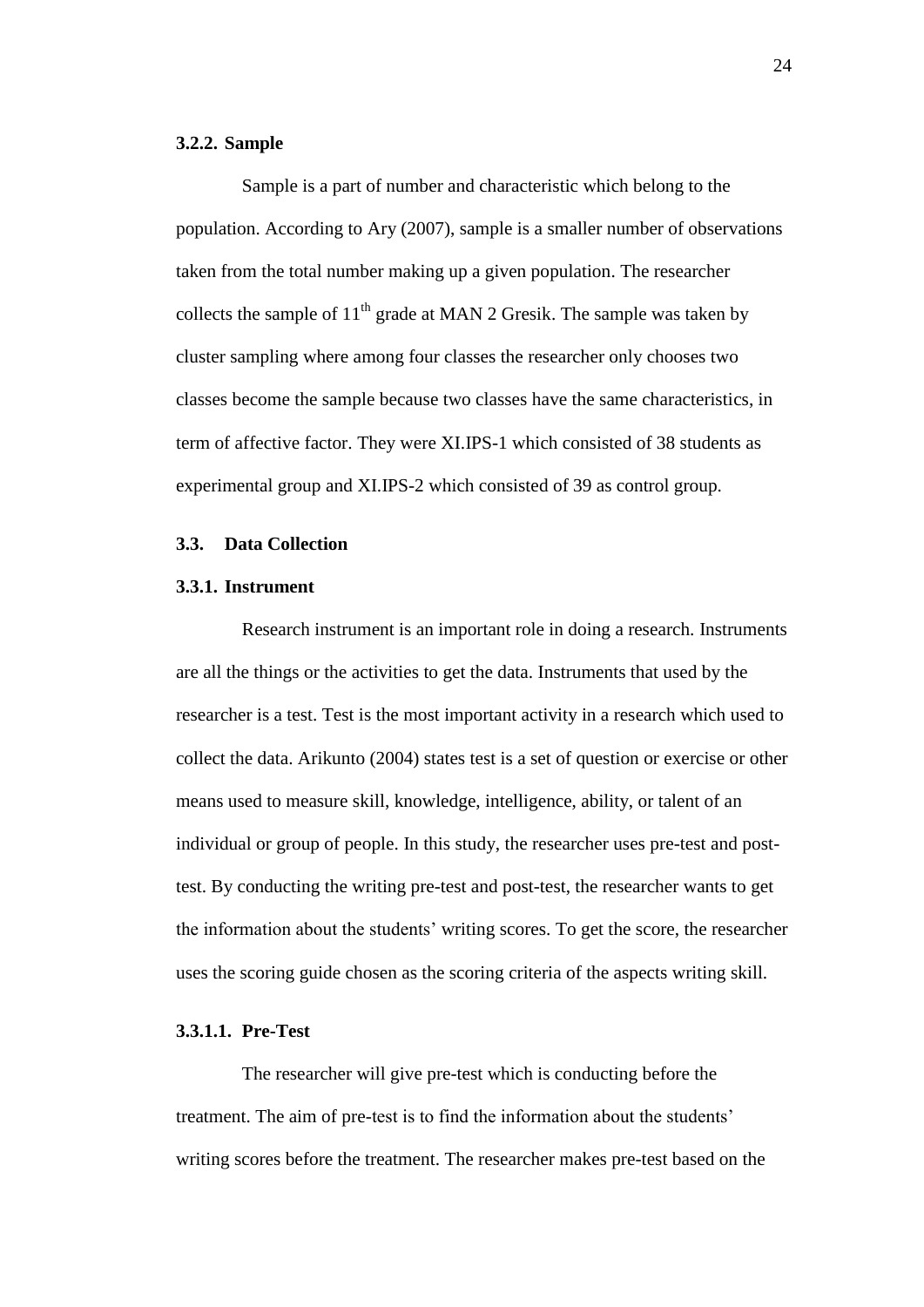### 3.2.2. Sample

Sample is a part of number and characteristic which belong to the population. According to Ary (2007), sample is a smaller number of observations taken from the total number making up a given population. The researcher collects the sample of $11^{th}$ grade at MAN 2 Gresik. The sample was taken by cluster sampling where among four classes the researcher only chooses two classes become the sample because two classes have the same characteristics, in term of affective factor. They were XI.IPS-1 which consisted of 38 students as experimental group and XI.IPS-2 which consisted of 39 as control group.

## 3.3. Data Collection

### 3.3.1. Instrument

Research instrument is an important role in doing a research. Instruments are all the things or the activities to get the data. Instruments that used by the researcher is a test. Test is the most important activity in a research which used to collect the data. Arikunto (2004) states test is a set of question or exercise or other means used to measure skill, knowledge, intelligence, ability, or talent of an individual or group of people. In this study, the researcher uses pre-test and post-test. By conducting the writing pre-test and post-test, the researcher wants to get the information about the students' writing scores. To get the score, the researcher uses the scoring guide chosen as the scoring criteria of the aspects writing skill.

#### 3.3.1.1. Pre-Test

The researcher will give pre-test which is conducting before the treatment. The aim of pre-test is to find the information about the students' writing scores before the treatment. The researcher makes pre-test based on the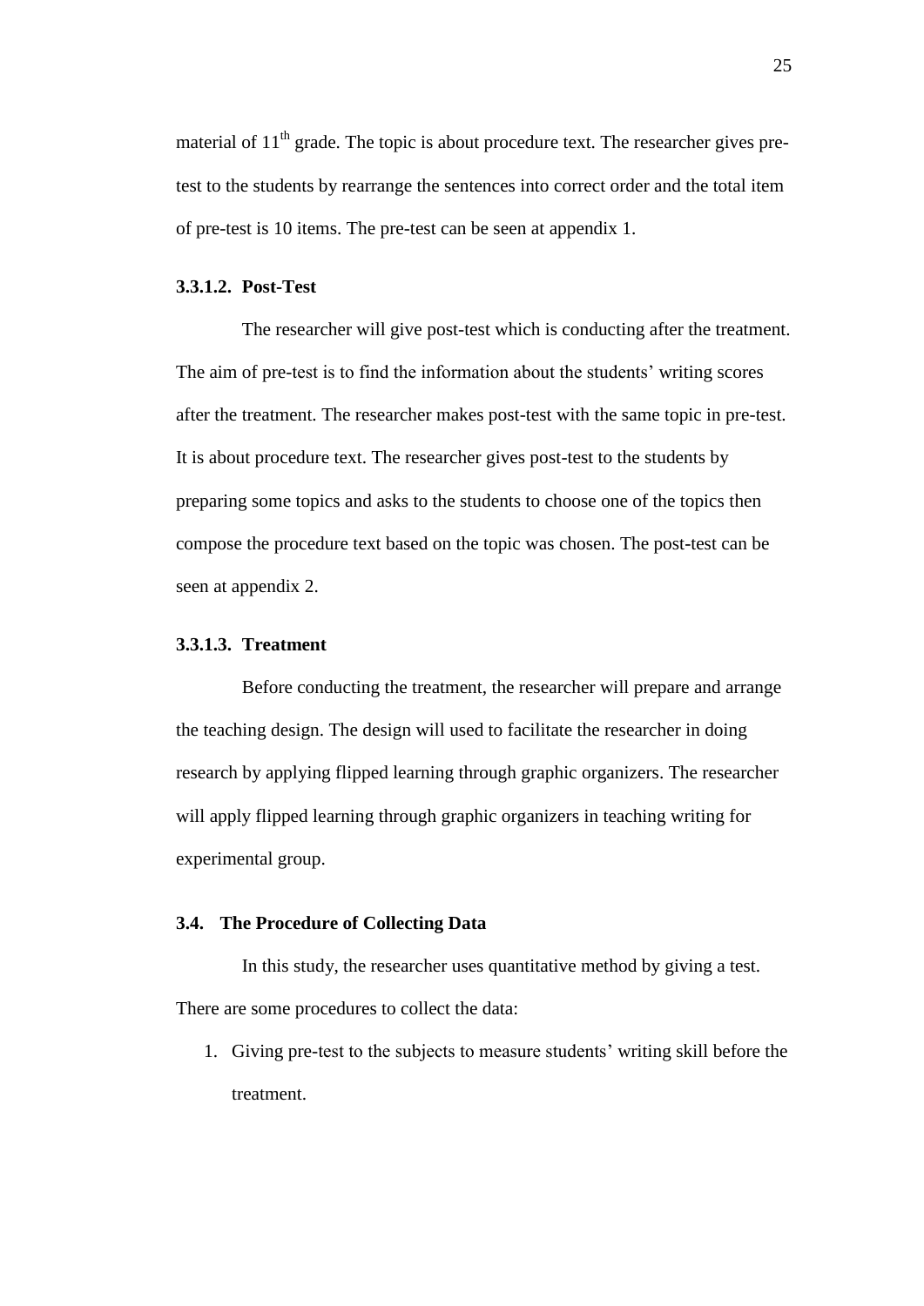material of 11th grade. The topic is about procedure text. The researcher gives pre-test to the students by rearrange the sentences into correct order and the total item of pre-test is 10 items. The pre-test can be seen at appendix 1.

#### 3.3.1.2. Post-Test

The researcher will give post-test which is conducting after the treatment. The aim of pre-test is to find the information about the students' writing scores after the treatment. The researcher makes post-test with the same topic in pre-test. It is about procedure text. The researcher gives post-test to the students by preparing some topics and asks to the students to choose one of the topics then compose the procedure text based on the topic was chosen. The post-test can be seen at appendix 2.

#### 3.3.1.3. Treatment

Before conducting the treatment, the researcher will prepare and arrange the teaching design. The design will used to facilitate the researcher in doing research by applying flipped learning through graphic organizers. The researcher will apply flipped learning through graphic organizers in teaching writing for experimental group.

### 3.4. The Procedure of Collecting Data

In this study, the researcher uses quantitative method by giving a test. There are some procedures to collect the data:

1. Giving pre-test to the subjects to measure students' writing skill before the treatment.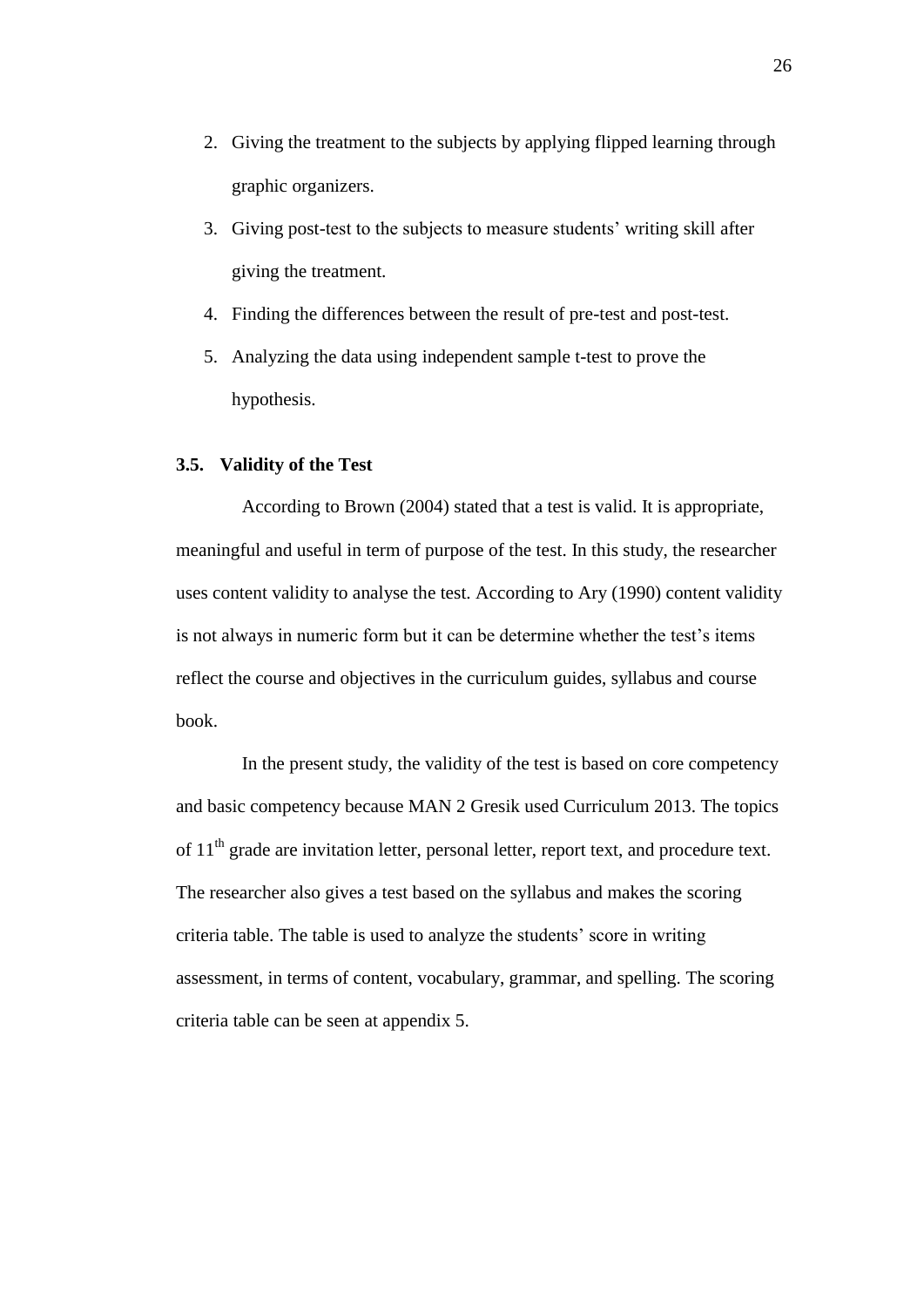2. Giving the treatment to the subjects by applying flipped learning through graphic organizers.
3. Giving post-test to the subjects to measure students' writing skill after giving the treatment.
4. Finding the differences between the result of pre-test and post-test.
5. Analyzing the data using independent sample t-test to prove the hypothesis.

### 3.5. Validity of the Test

According to Brown (2004) stated that a test is valid. It is appropriate, meaningful and useful in term of purpose of the test. In this study, the researcher uses content validity to analyse the test. According to Ary (1990) content validity is not always in numeric form but it can be determine whether the test's items reflect the course and objectives in the curriculum guides, syllabus and course book.

In the present study, the validity of the test is based on core competency and basic competency because MAN 2 Gresik used Curriculum 2013. The topics of 11th grade are invitation letter, personal letter, report text, and procedure text. The researcher also gives a test based on the syllabus and makes the scoring criteria table. The table is used to analyze the students' score in writing assessment, in terms of content, vocabulary, grammar, and spelling. The scoring criteria table can be seen at appendix 5.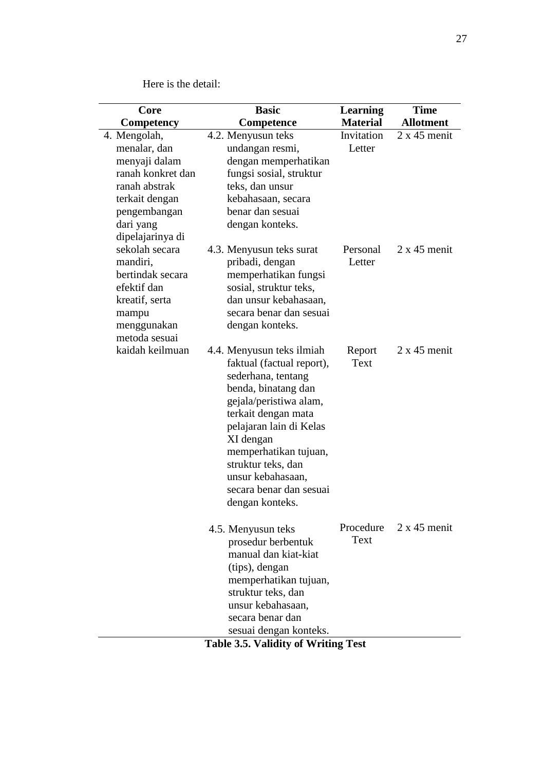Here is the detail:

| Core Competency | Basic Competence | Learning Material | Time Allotment |
|---|---|---|---|
| 4. Mengolah, menalar, dan menyaji dalam ranah konkret dan ranah abstrak terkait dengan pengembangan dari yang dipelajarinya di sekolah secara mandiri, bertindak secara efektif dan kreatif, serta mampu menggunakan metoda sesuai kaidah keilmuan | 4.2. Menyusun teks undangan resmi, dengan memperhatikan fungsi sosial, struktur teks, dan unsur kebahasaan, secara benar dan sesuai dengan konteks. | Invitation Letter | 2 x 45 menit |
| | 4.3. Menyusun teks surat pribadi, dengan memperhatikan fungsi sosial, struktur teks, dan unsur kebahasaan, secara benar dan sesuai dengan konteks. | Personal Letter | 2 x 45 menit |
| | 4.4. Menyusun teks ilmiah faktual (factual report), sederhana, tentang benda, binatang dan gejala/peristiwa alam, terkait dengan mata pelajaran lain di Kelas XI dengan memperhatikan tujuan, struktur teks, dan unsur kebahasaan, secara benar dan sesuai dengan konteks. | Report Text | 2 x 45 menit |
| | 4.5. Menyusun teks prosedur berbentuk manual dan kiat-kiat (tips), dengan memperhatikan tujuan, struktur teks, dan unsur kebahasaan, secara benar dan sesuai dengan konteks. | Procedure Text | 2 x 45 menit |

**Table 3.5. Validity of Writing Test**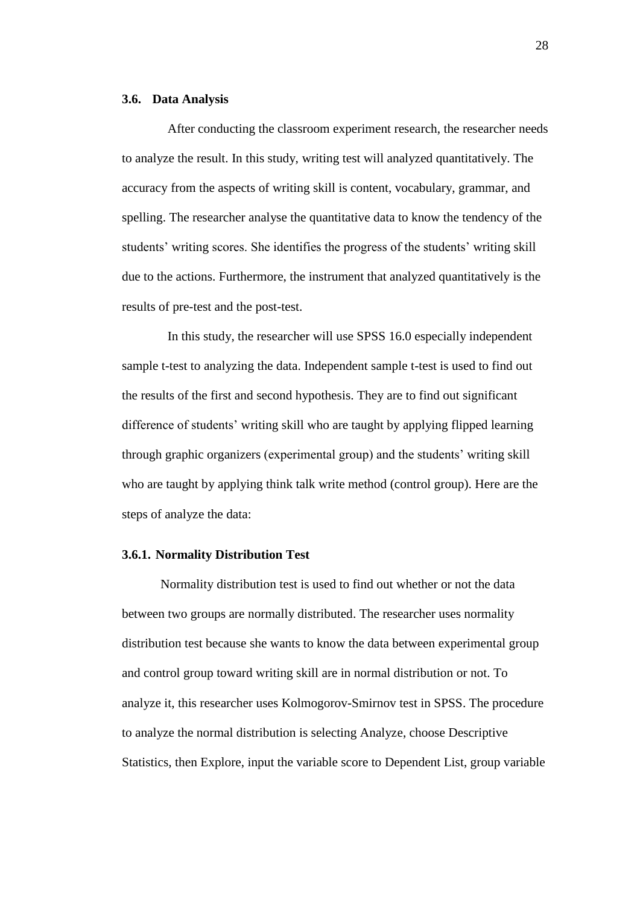### 3.6. Data Analysis

After conducting the classroom experiment research, the researcher needs to analyze the result. In this study, writing test will analyzed quantitatively. The accuracy from the aspects of writing skill is content, vocabulary, grammar, and spelling. The researcher analyse the quantitative data to know the tendency of the students' writing scores. She identifies the progress of the students' writing skill due to the actions. Furthermore, the instrument that analyzed quantitatively is the results of pre-test and the post-test.

In this study, the researcher will use SPSS 16.0 especially independent sample t-test to analyzing the data. Independent sample t-test is used to find out the results of the first and second hypothesis. They are to find out significant difference of students' writing skill who are taught by applying flipped learning through graphic organizers (experimental group) and the students' writing skill who are taught by applying think talk write method (control group). Here are the steps of analyze the data:

#### 3.6.1. Normality Distribution Test

Normality distribution test is used to find out whether or not the data between two groups are normally distributed. The researcher uses normality distribution test because she wants to know the data between experimental group and control group toward writing skill are in normal distribution or not. To analyze it, this researcher uses Kolmogorov-Smirnov test in SPSS. The procedure to analyze the normal distribution is selecting Analyze, choose Descriptive Statistics, then Explore, input the variable score to Dependent List, group variable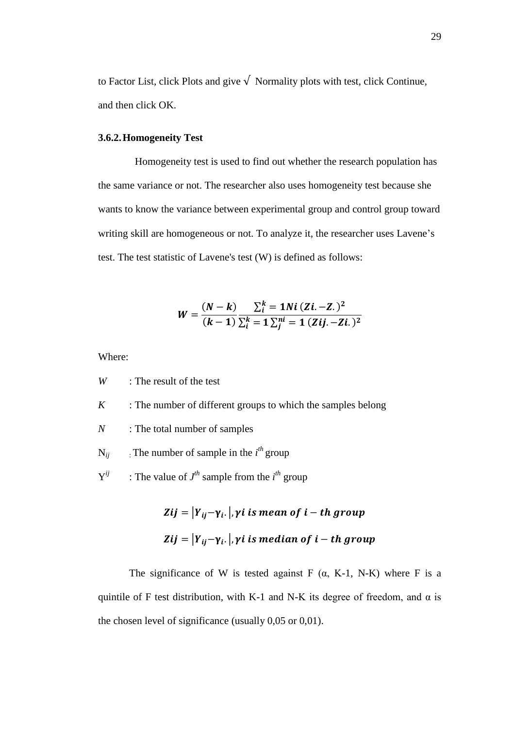to Factor List, click Plots and give √ Normality plots with test, click Continue, and then click OK.

### 3.6.2. Homogeneity Test

Homogeneity test is used to find out whether the research population has the same variance or not. The researcher also uses homogeneity test because she wants to know the variance between experimental group and control group toward writing skill are homogeneous or not. To analyze it, the researcher uses Lavene's test. The test statistic of Lavene's test (W) is defined as follows:

$$\boldsymbol{W = \frac{(N-k)}{(k-1)} \frac{\sum_i^k = 1 Ni\,(Zi.-Z.)^2}{\sum_i^k = 1 \sum_j^{ni} = 1\,(Zij.-Zi.)^2}}$$

Where:

*W* : The result of the test

*K* : The number of different groups to which the samples belong

*N* : The total number of samples

$N_{ij}$ : The number of sample in the $i^{th}$ group

$Y^{ij}$ : The value of $J^{th}$ sample from the $i^{th}$ group

$$\boldsymbol{Zij = |Y_{ij} - \gamma_i.|, \gamma i \text{ is mean of } i - th \text{ group}}$$

$$\boldsymbol{Zij = |Y_{ij} - \gamma_i.|, \gamma i \text{ is median of } i - th \text{ group}}$$

The significance of W is tested against F (α, K-1, N-K) where F is a quintile of F test distribution, with K-1 and N-K its degree of freedom, and α is the chosen level of significance (usually 0,05 or 0,01).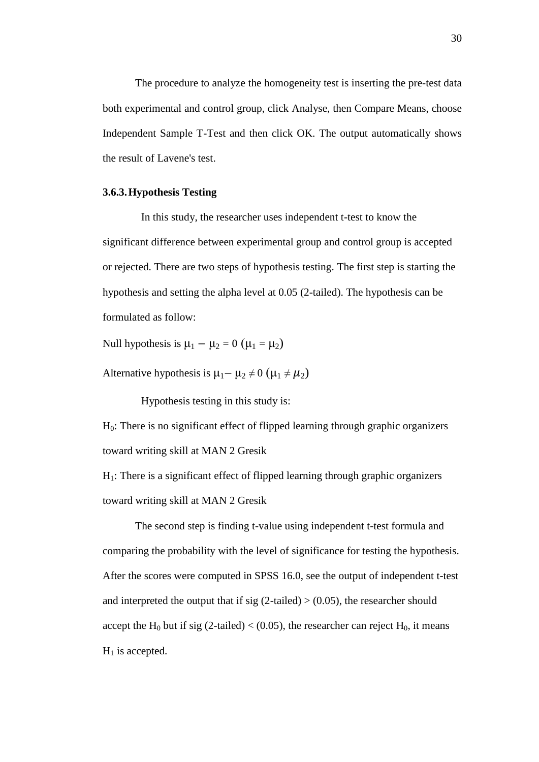The procedure to analyze the homogeneity test is inserting the pre-test data both experimental and control group, click Analyse, then Compare Means, choose Independent Sample T-Test and then click OK. The output automatically shows the result of Lavene's test.

### 3.6.3. Hypothesis Testing

In this study, the researcher uses independent t-test to know the significant difference between experimental group and control group is accepted or rejected. There are two steps of hypothesis testing. The first step is starting the hypothesis and setting the alpha level at 0.05 (2-tailed). The hypothesis can be formulated as follow:

Null hypothesis is $\mu_1 - \mu_2 = 0$ $(\mu_1 = \mu_2)$

Alternative hypothesis is $\mu_1 - \mu_2 \neq 0$ $(\mu_1 \neq \mu_2)$

Hypothesis testing in this study is:

$H_0$: There is no significant effect of flipped learning through graphic organizers toward writing skill at MAN 2 Gresik

$H_1$: There is a significant effect of flipped learning through graphic organizers toward writing skill at MAN 2 Gresik

The second step is finding t-value using independent t-test formula and comparing the probability with the level of significance for testing the hypothesis. After the scores were computed in SPSS 16.0, see the output of independent t-test and interpreted the output that if sig (2-tailed) > (0.05), the researcher should accept the $H_0$ but if sig (2-tailed) < (0.05), the researcher can reject $H_0$, it means $H_1$ is accepted.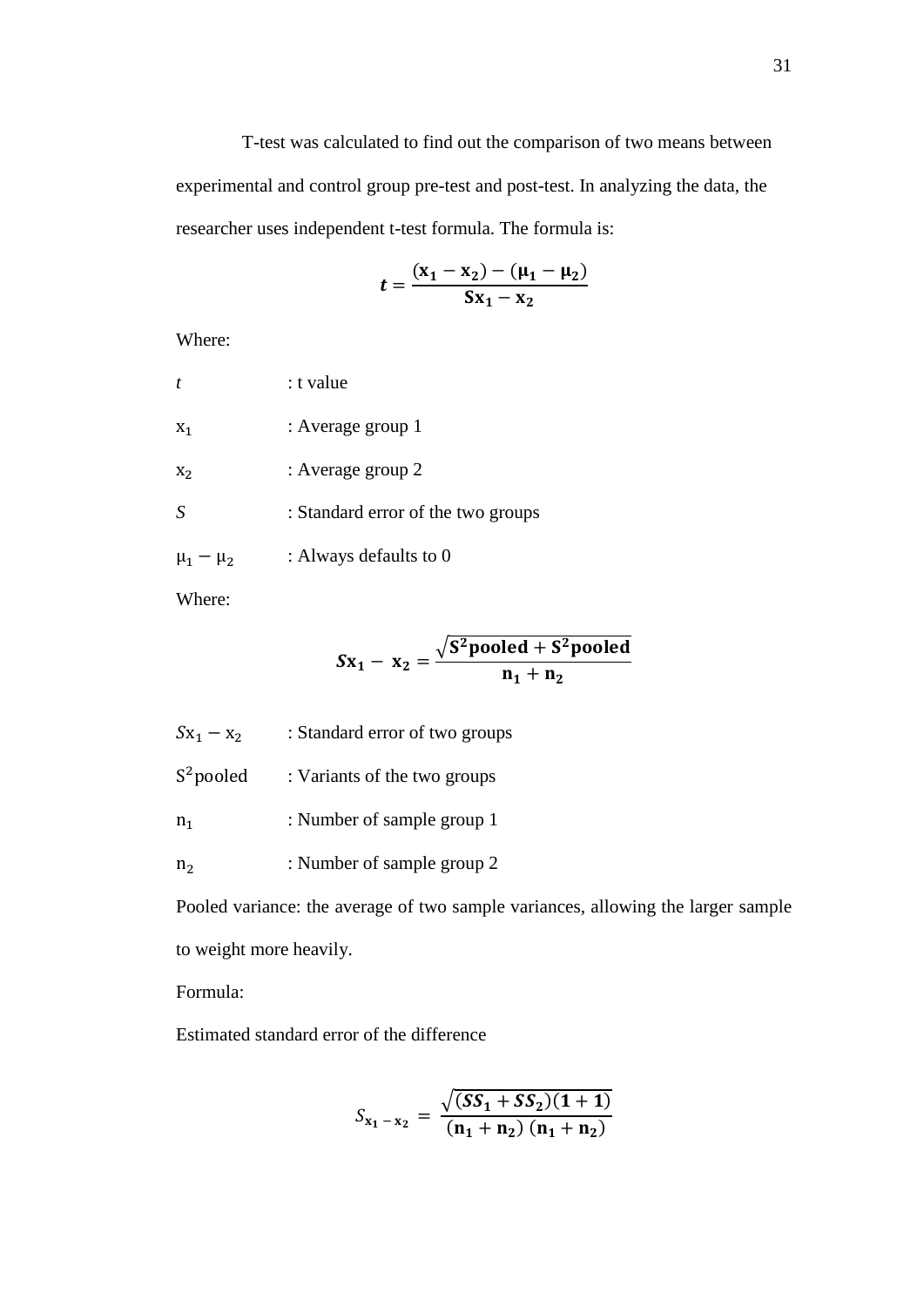T-test was calculated to find out the comparison of two means between experimental and control group pre-test and post-test. In analyzing the data, the researcher uses independent t-test formula. The formula is:

$$\boldsymbol{t} = \frac{(\mathbf{x_1} - \mathbf{x_2}) - (\boldsymbol{\mu_1} - \boldsymbol{\mu_2})}{\mathbf{Sx_1} - \mathbf{x_2}}$$

Where:

| | |
|---|---|
| $t$ | : t value |
| $x_1$ | : Average group 1 |
| $x_2$ | : Average group 2 |
| $S$ | : Standard error of the two groups |
| $\mu_1 - \mu_2$ | : Always defaults to 0 |

Where:

$$\boldsymbol{S}\mathbf{x_1} - \mathbf{x_2} = \frac{\sqrt{\mathbf{S^2 pooled} + \mathbf{S^2 pooled}}}{\mathbf{n_1} + \mathbf{n_2}}$$

| | |
|---|---|
| $Sx_1 - x_2$ | : Standard error of two groups |
| $S^2$pooled | : Variants of the two groups |
| $n_1$ | : Number of sample group 1 |
| $n_2$ | : Number of sample group 2 |

Pooled variance: the average of two sample variances, allowing the larger sample to weight more heavily.

Formula:

Estimated standard error of the difference

$$S_{x_1 - x_2} = \frac{\sqrt{(\boldsymbol{SS_1} + \boldsymbol{SS_2})(\mathbf{1} + \mathbf{1})}}{(\mathbf{n_1} + \mathbf{n_2})\,(\mathbf{n_1} + \mathbf{n_2})}$$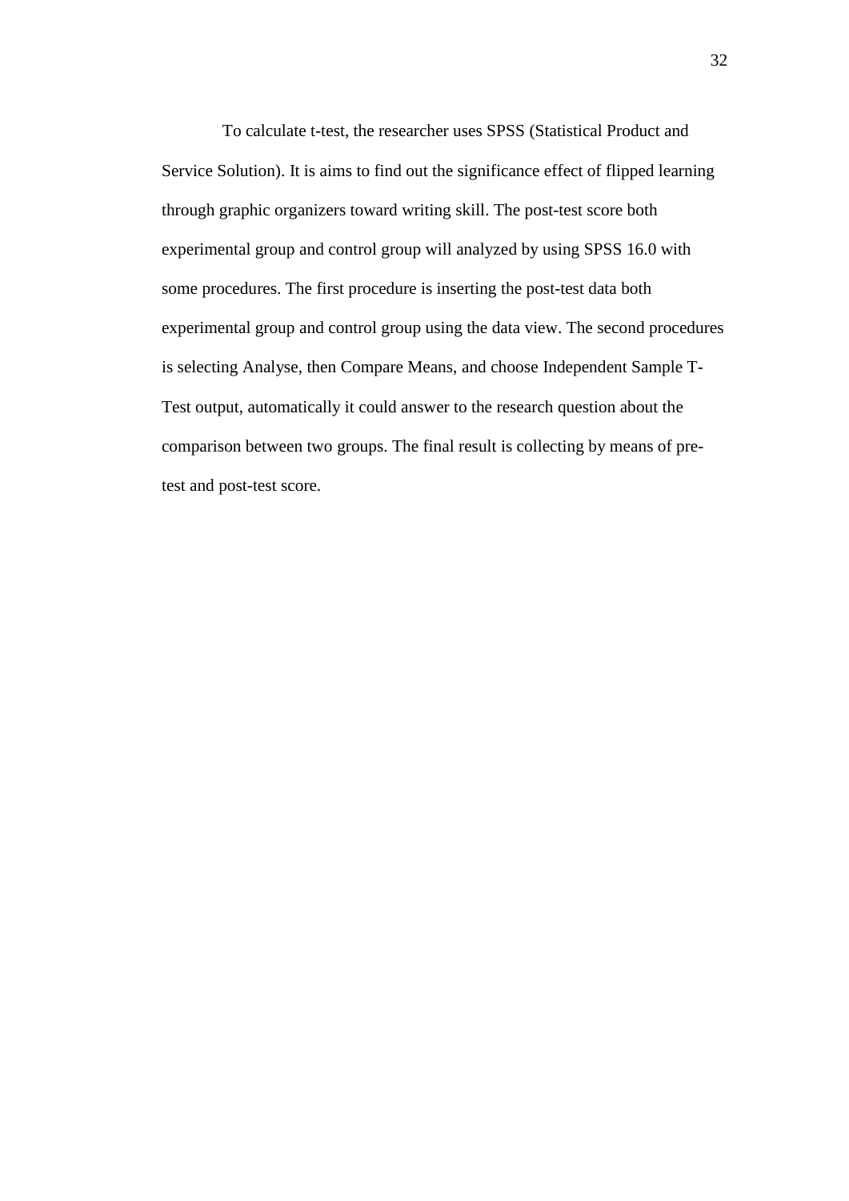To calculate t-test, the researcher uses SPSS (Statistical Product and Service Solution). It is aims to find out the significance effect of flipped learning through graphic organizers toward writing skill. The post-test score both experimental group and control group will analyzed by using SPSS 16.0 with some procedures. The first procedure is inserting the post-test data both experimental group and control group using the data view. The second procedures is selecting Analyse, then Compare Means, and choose Independent Sample T-Test output, automatically it could answer to the research question about the comparison between two groups. The final result is collecting by means of pre-test and post-test score.